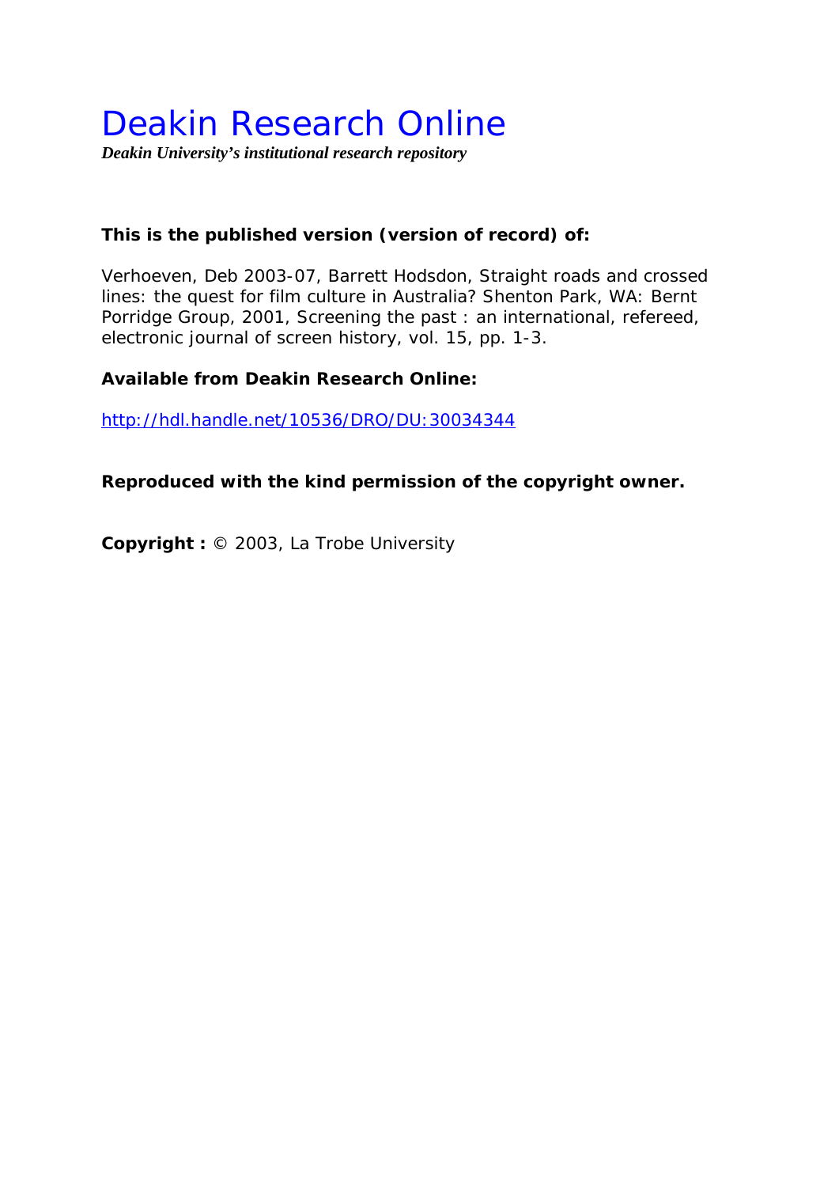# Deakin Research Online

***Deakin University's institutional research repository***

**This is the published version (version of record) of:**

Verhoeven, Deb 2003-07, Barrett Hodsdon, Straight roads and crossed lines: the quest for film culture in Australia? Shenton Park, WA: Bernt Porridge Group, 2001, Screening the past : an international, refereed, electronic journal of screen history, vol. 15, pp. 1-3.

**Available from Deakin Research Online:**

http://hdl.handle.net/10536/DRO/DU:30034344

**Reproduced with the kind permission of the copyright owner.**

**Copyright :** © 2003, La Trobe University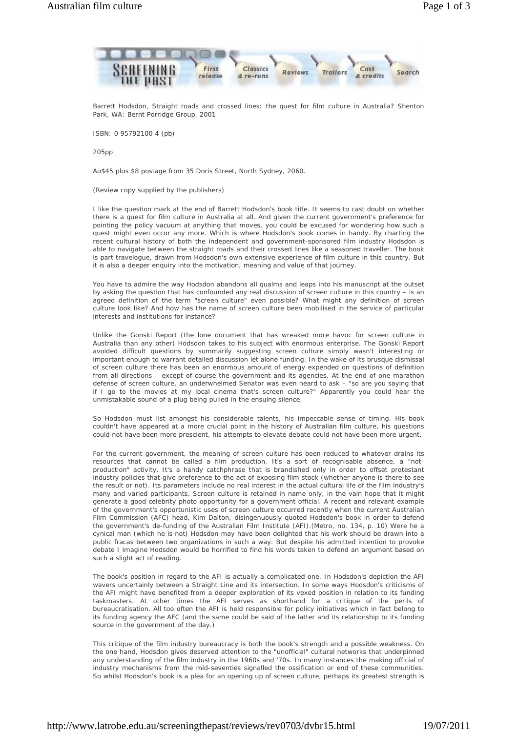Barrett Hodsdon, Straight roads and crossed lines: the quest for film culture in Australia? Shenton Park, WA: Bernt Porridge Group, 2001

ISBN: 0 95792100 4 (pb)

205pp

Au$45 plus $8 postage from 35 Doris Street, North Sydney, 2060.

(Review copy supplied by the publishers)

I like the question mark at the end of Barrett Hodsdon's book title. It seems to cast doubt on whether there is a quest for film culture in Australia at all. And given the current government's preference for pointing the policy vacuum at anything that moves, you could be excused for wondering how such a quest might even occur any more. Which is where Hodsdon's book comes in handy. By charting the recent cultural history of both the independent and government-sponsored film industry Hodsdon is able to navigate between the straight roads and their crossed lines like a seasoned traveller. The book is part travelogue, drawn from Hodsdon's own extensive experience of film culture in this country. But it is also a deeper enquiry into the motivation, meaning and value of that journey.

You have to admire the way Hodsdon abandons all qualms and leaps into his manuscript at the outset by asking the question that has confounded any real discussion of screen culture in this country – is an agreed definition of the term "screen culture" even possible? What might any definition of screen culture look like? And how has the name of screen culture been mobilised in the service of particular interests and institutions for instance?

Unlike the Gonski Report (the lone document that has wreaked more havoc for screen culture in Australia than any other) Hodsdon takes to his subject with enormous enterprise. The Gonski Report avoided difficult questions by summarily suggesting screen culture simply wasn't interesting or important enough to warrant detailed discussion let alone funding. In the wake of its brusque dismissal of screen culture there has been an enormous amount of energy expended on questions of definition from all directions – except of course the government and its agencies. At the end of one marathon defense of screen culture, an underwhelmed Senator was even heard to ask – "so are you saying that if I go to the movies at my local cinema that's screen culture?" Apparently you could hear the unmistakable sound of a plug being pulled in the ensuing silence.

So Hodsdon must list amongst his considerable talents, his impeccable sense of timing. His book couldn't have appeared at a more crucial point in the history of Australian film culture, his questions could not have been more prescient, his attempts to elevate debate could not have been more urgent.

For the current government, the meaning of screen culture has been reduced to whatever drains its resources that cannot be called a film production. It's a sort of recognisable absence, a "not-production" activity. It's a handy catchphrase that is brandished only in order to offset protestant industry policies that give preference to the act of exposing film stock (whether anyone is there to see the result or not). Its parameters include no real interest in the actual cultural life of the film industry's many and varied participants. Screen culture is retained in name only, in the vain hope that it might generate a good celebrity photo opportunity for a government official. A recent and relevant example of the government's opportunistic uses of screen culture occurred recently when the current Australian Film Commission (AFC) head, Kim Dalton, disingenuously quoted Hodsdon's book in order to defend the government's de-funding of the Australian Film Institute (AFI).(Metro, no. 134, p. 10) Were he a cynical man (which he is not) Hodsdon may have been delighted that his work should be drawn into a public fracas between two organizations in such a way. But despite his admitted intention to provoke debate I imagine Hodsdon would be horrified to find his words taken to defend an argument based on such a slight act of reading.

The book's position in regard to the AFI is actually a complicated one. In Hodsdon's depiction the AFI wavers uncertainly between a Straight Line and its intersection. In some ways Hodsdon's criticisms of the AFI might have benefited from a deeper exploration of its vexed position in relation to its funding taskmasters. At other times the AFI serves as shorthand for a critique of the perils of bureaucratisation. All too often the AFI is held responsible for policy initiatives which in fact belong to its funding agency the AFC (and the same could be said of the latter and its relationship to its funding source in the government of the day.)

This critique of the film industry bureaucracy is both the book's strength and a possible weakness. On the one hand, Hodsdon gives deserved attention to the "unofficial" cultural networks that underpinned any understanding of the film industry in the 1960s and '70s. In many instances the making official of industry mechanisms from the mid-seventies signalled the ossification or end of these communities. So whilst Hodsdon's book is a plea for an opening up of screen culture, perhaps its greatest strength is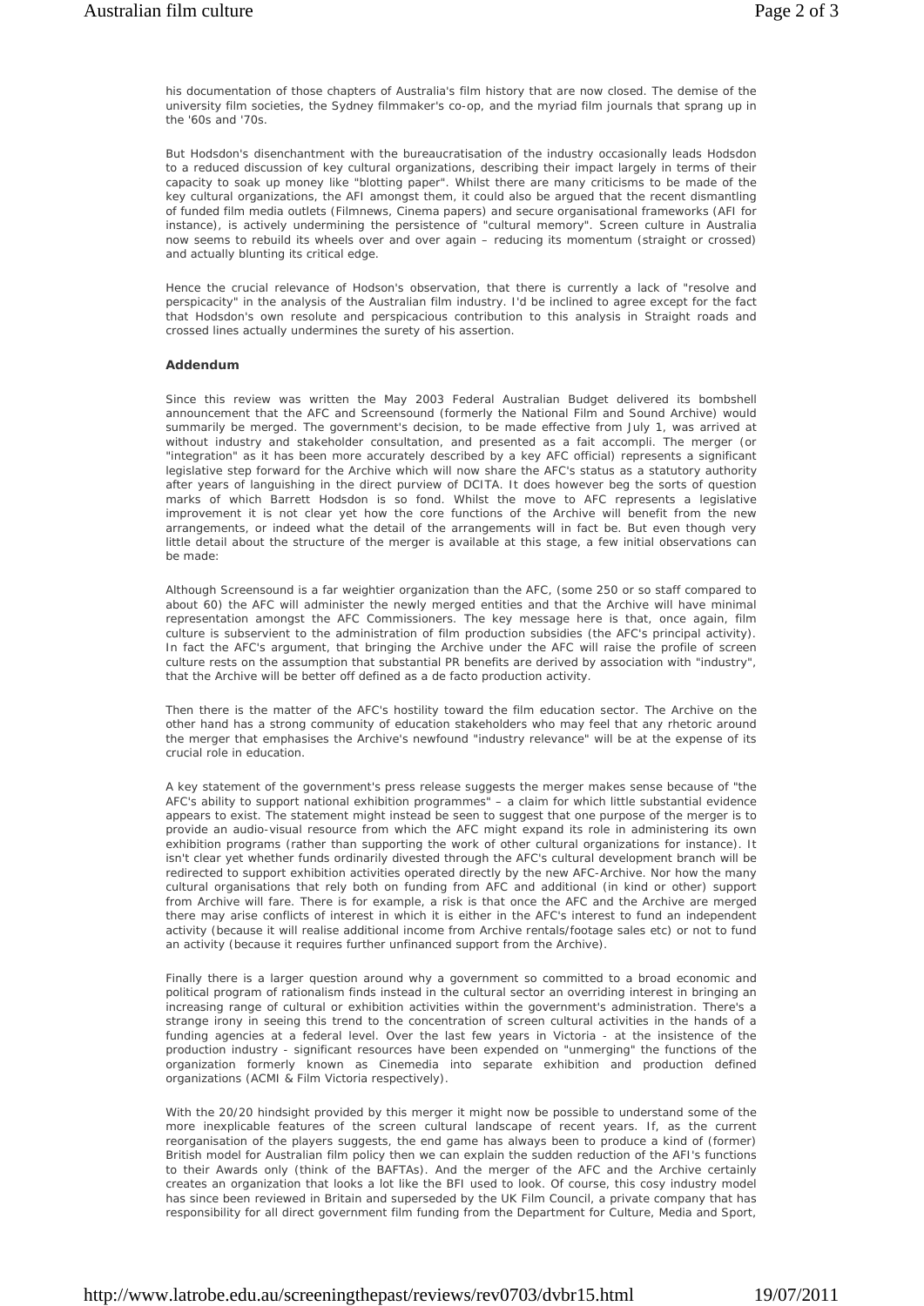his documentation of those chapters of Australia's film history that are now closed. The demise of the university film societies, the Sydney filmmaker's co-op, and the myriad film journals that sprang up in the '60s and '70s.

But Hodsdon's disenchantment with the bureaucratisation of the industry occasionally leads Hodsdon to a reduced discussion of key cultural organizations, describing their impact largely in terms of their capacity to soak up money like "blotting paper". Whilst there are many criticisms to be made of the key cultural organizations, the AFI amongst them, it could also be argued that the recent dismantling of funded film media outlets (Filmnews, Cinema papers) and secure organisational frameworks (AFI for instance), is actively undermining the persistence of "cultural memory". Screen culture in Australia now seems to rebuild its wheels over and over again – reducing its momentum (straight or crossed) and actually blunting its critical edge.

Hence the crucial relevance of Hodson's observation, that there is currently a lack of "resolve and perspicacity" in the analysis of the Australian film industry. I'd be inclined to agree except for the fact that Hodsdon's own resolute and perspicacious contribution to this analysis in Straight roads and crossed lines actually undermines the surety of his assertion.

**Addendum**

Since this review was written the May 2003 Federal Australian Budget delivered its bombshell announcement that the AFC and Screensound (formerly the National Film and Sound Archive) would summarily be merged. The government's decision, to be made effective from July 1, was arrived at without industry and stakeholder consultation, and presented as a fait accompli. The merger (or "integration" as it has been more accurately described by a key AFC official) represents a significant legislative step forward for the Archive which will now share the AFC's status as a statutory authority after years of languishing in the direct purview of DCITA. It does however beg the sorts of question marks of which Barrett Hodsdon is so fond. Whilst the move to AFC represents a legislative improvement it is not clear yet how the core functions of the Archive will benefit from the new arrangements, or indeed what the detail of the arrangements will in fact be. But even though very little detail about the structure of the merger is available at this stage, a few initial observations can be made:

Although Screensound is a far weightier organization than the AFC, (some 250 or so staff compared to about 60) the AFC will administer the newly merged entities and that the Archive will have minimal representation amongst the AFC Commissioners. The key message here is that, once again, film culture is subservient to the administration of film production subsidies (the AFC's principal activity). In fact the AFC's argument, that bringing the Archive under the AFC will raise the profile of screen culture rests on the assumption that substantial PR benefits are derived by association with "industry", that the Archive will be better off defined as a de facto production activity.

Then there is the matter of the AFC's hostility toward the film education sector. The Archive on the other hand has a strong community of education stakeholders who may feel that any rhetoric around the merger that emphasises the Archive's newfound "industry relevance" will be at the expense of its crucial role in education.

A key statement of the government's press release suggests the merger makes sense because of "the AFC's ability to support national exhibition programmes" – a claim for which little substantial evidence appears to exist. The statement might instead be seen to suggest that one purpose of the merger is to provide an audio-visual resource from which the AFC might expand its role in administering its own exhibition programs (rather than supporting the work of other cultural organizations for instance). It isn't clear yet whether funds ordinarily divested through the AFC's cultural development branch will be redirected to support exhibition activities operated directly by the new AFC-Archive. Nor how the many cultural organisations that rely both on funding from AFC and additional (in kind or other) support from Archive will fare. There is for example, a risk is that once the AFC and the Archive are merged there may arise conflicts of interest in which it is either in the AFC's interest to fund an independent activity (because it will realise additional income from Archive rentals/footage sales etc) or not to fund an activity (because it requires further unfinanced support from the Archive).

Finally there is a larger question around why a government so committed to a broad economic and political program of rationalism finds instead in the cultural sector an overriding interest in bringing an increasing range of cultural or exhibition activities within the government's administration. There's a strange irony in seeing this trend to the concentration of screen cultural activities in the hands of a funding agencies at a federal level. Over the last few years in Victoria - at the insistence of the production industry - significant resources have been expended on "unmerging" the functions of the organization formerly known as Cinemedia into separate exhibition and production defined organizations (ACMI & Film Victoria respectively).

With the 20/20 hindsight provided by this merger it might now be possible to understand some of the more inexplicable features of the screen cultural landscape of recent years. If, as the current reorganisation of the players suggests, the end game has always been to produce a kind of (former) British model for Australian film policy then we can explain the sudden reduction of the AFI's functions to their Awards only (think of the BAFTAs). And the merger of the AFC and the Archive certainly creates an organization that looks a lot like the BFI used to look. Of course, this cosy industry model has since been reviewed in Britain and superseded by the UK Film Council, a private company that has responsibility for all direct government film funding from the Department for Culture, Media and Sport,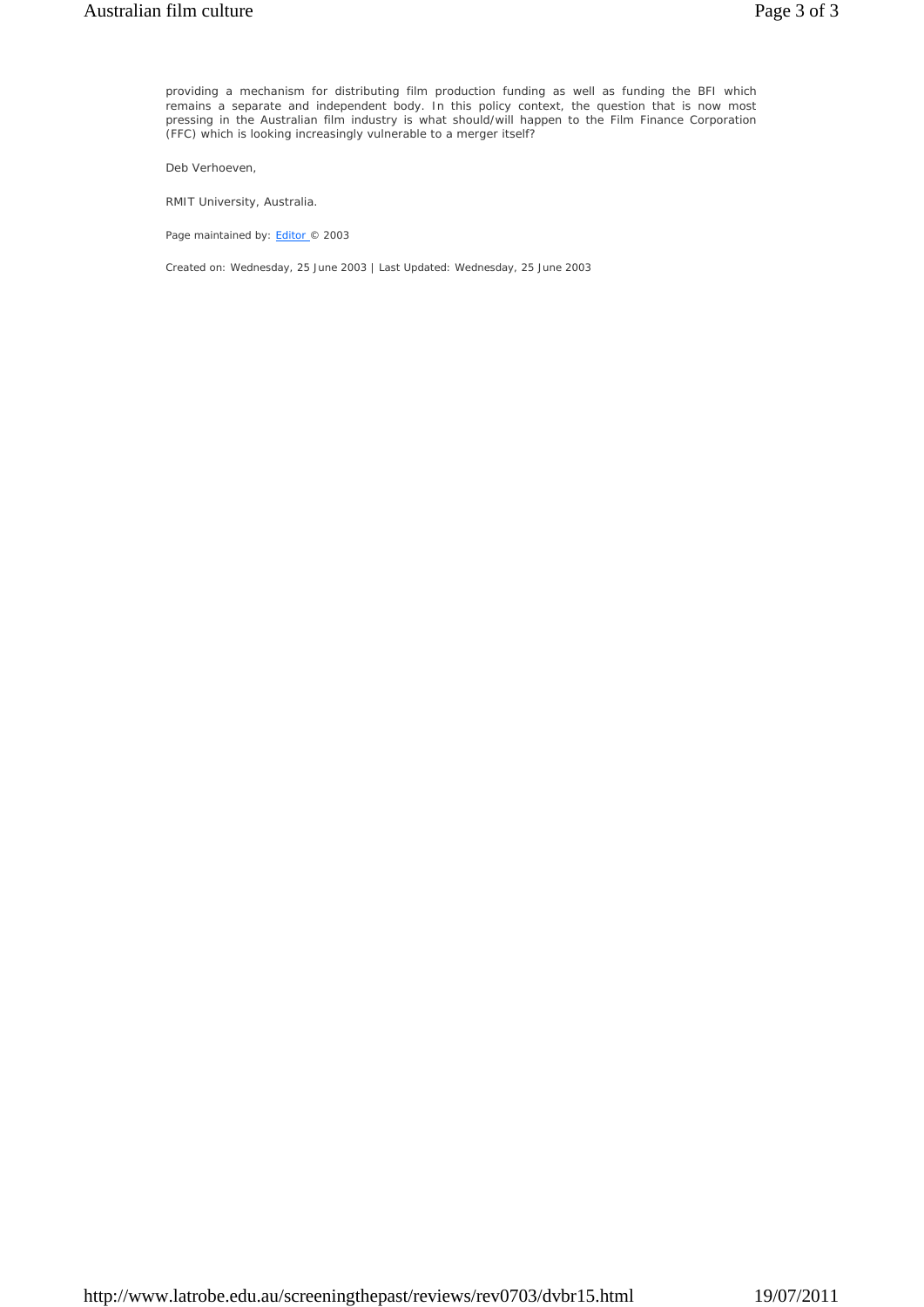providing a mechanism for distributing film production funding as well as funding the BFI which remains a separate and independent body. In this policy context, the question that is now most pressing in the Australian film industry is what should/will happen to the Film Finance Corporation (FFC) which is looking increasingly vulnerable to a merger itself?

Deb Verhoeven,

RMIT University, Australia.

Page maintained by: Editor © 2003

Created on: Wednesday, 25 June 2003 | Last Updated: Wednesday, 25 June 2003